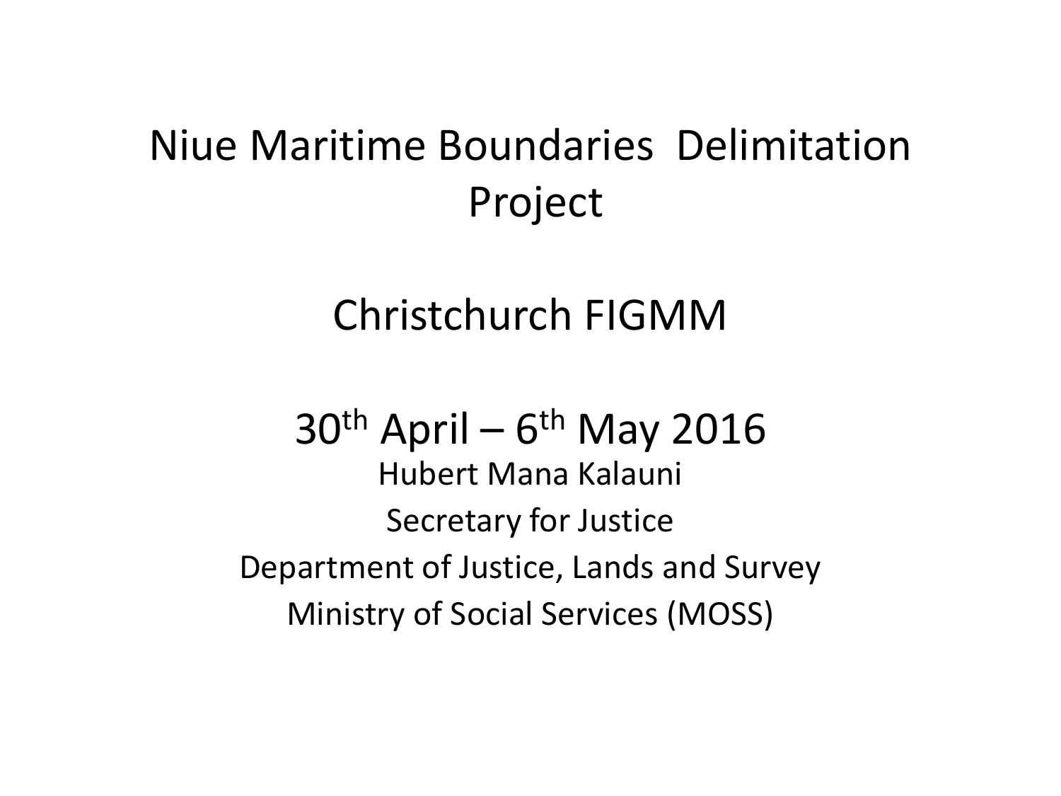# Niue Maritime Boundaries Delimitation Project

## Christchurch FIGMM

## 30th April – 6th May 2016

Hubert Mana Kalauni

Secretary for Justice

Department of Justice, Lands and Survey

Ministry of Social Services (MOSS)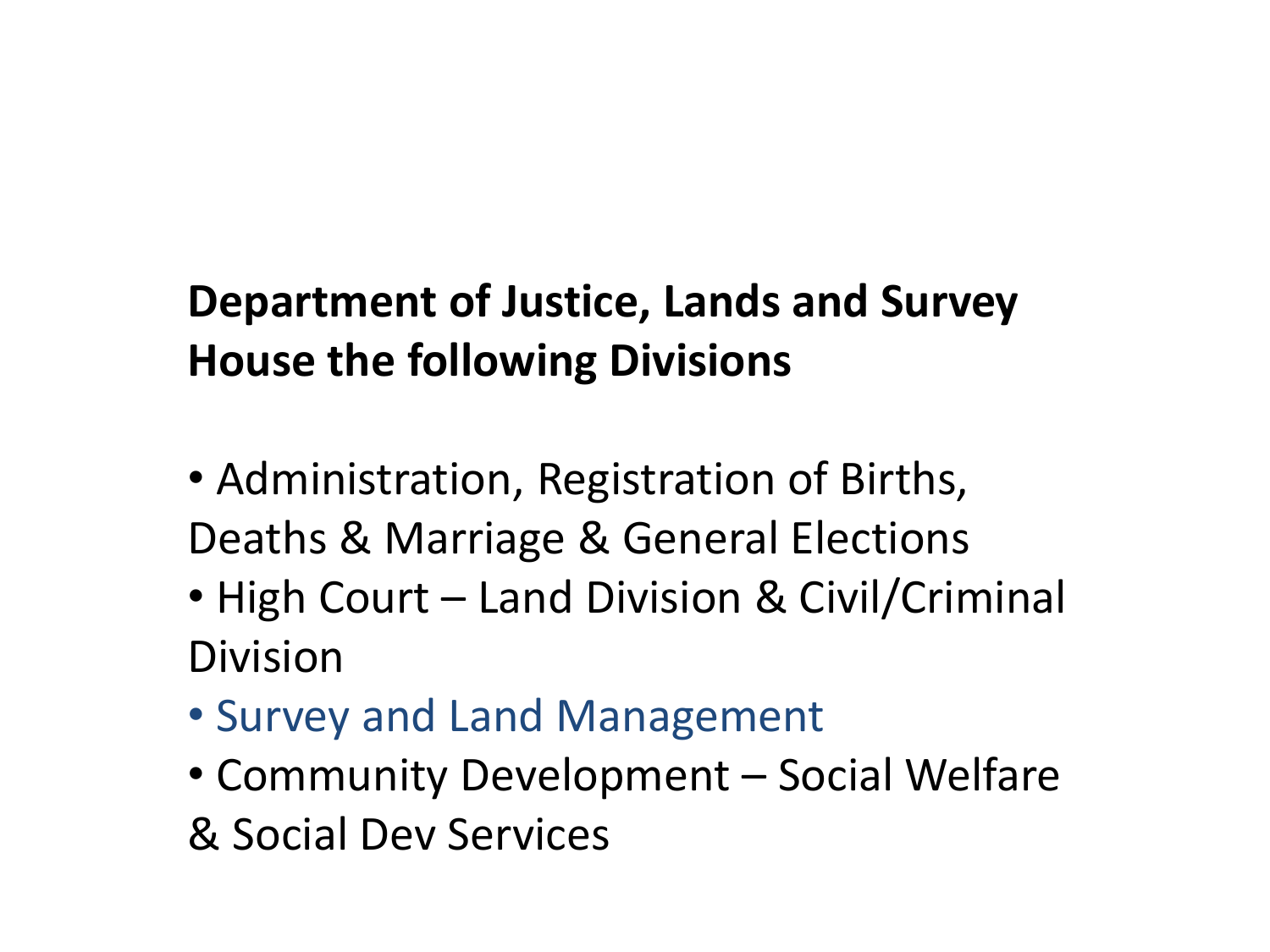**Department of Justice, Lands and Survey House the following Divisions**

- Administration, Registration of Births, Deaths & Marriage & General Elections
- High Court – Land Division & Civil/Criminal Division
- Survey and Land Management
- Community Development – Social Welfare & Social Dev Services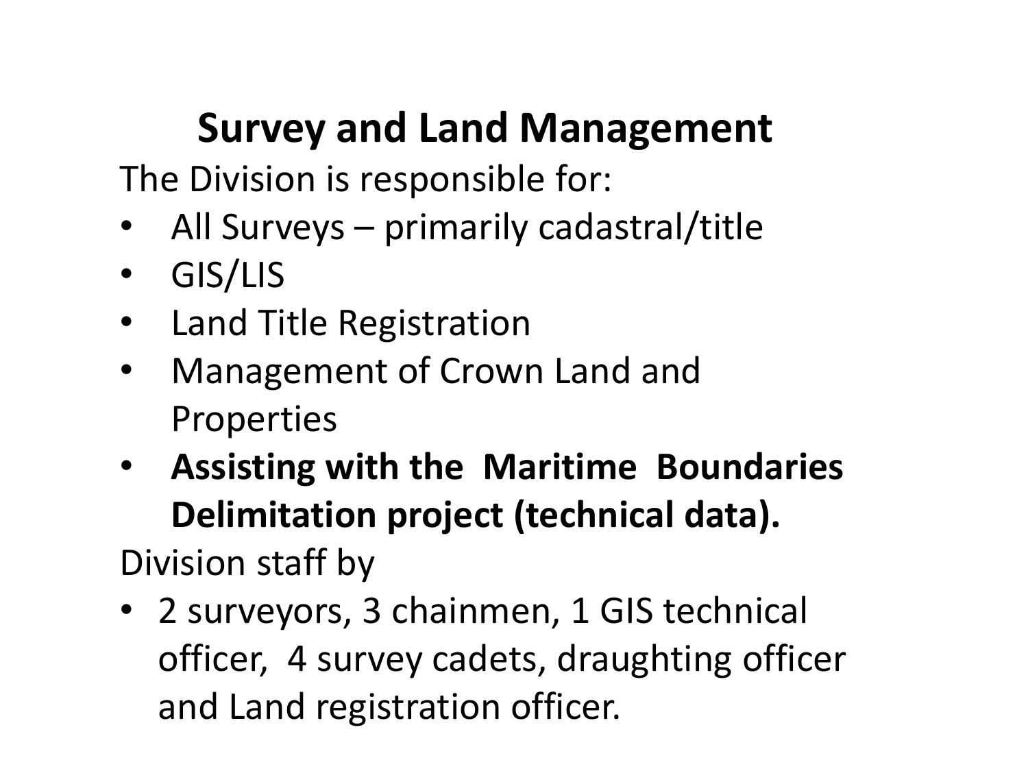## Survey and Land Management

The Division is responsible for:

- All Surveys – primarily cadastral/title
- GIS/LIS
- Land Title Registration
- Management of Crown Land and Properties
- **Assisting with the Maritime Boundaries Delimitation project (technical data).**

Division staff by

- 2 surveyors, 3 chainmen, 1 GIS technical officer, 4 survey cadets, draughting officer and Land registration officer.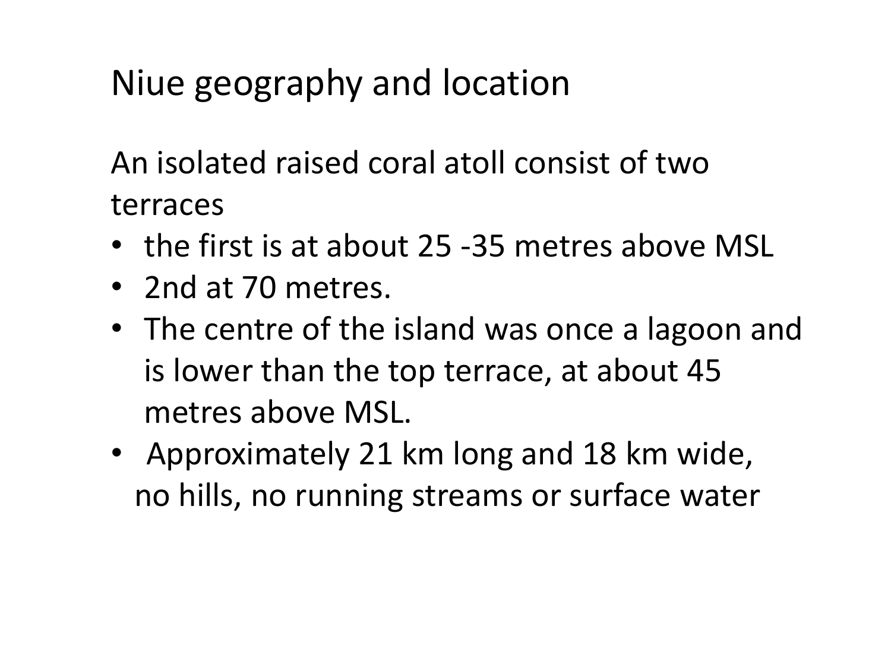# Niue geography and location

An isolated raised coral atoll consist of two terraces

- the first is at about 25 -35 metres above MSL
- 2nd at 70 metres.
- The centre of the island was once a lagoon and is lower than the top terrace, at about 45 metres above MSL.
- Approximately 21 km long and 18 km wide, no hills, no running streams or surface water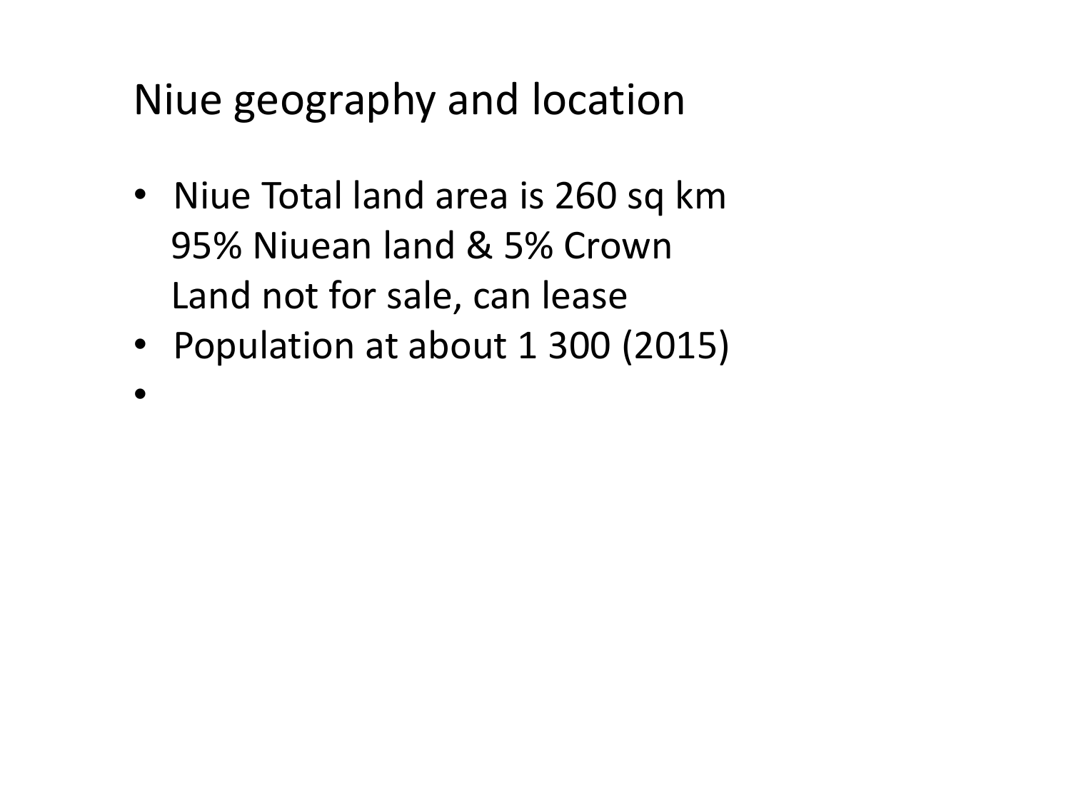# Niue geography and location

- Niue Total land area is 260 sq km
  95% Niuean land & 5% Crown
  Land not for sale, can lease
- Population at about 1 300 (2015)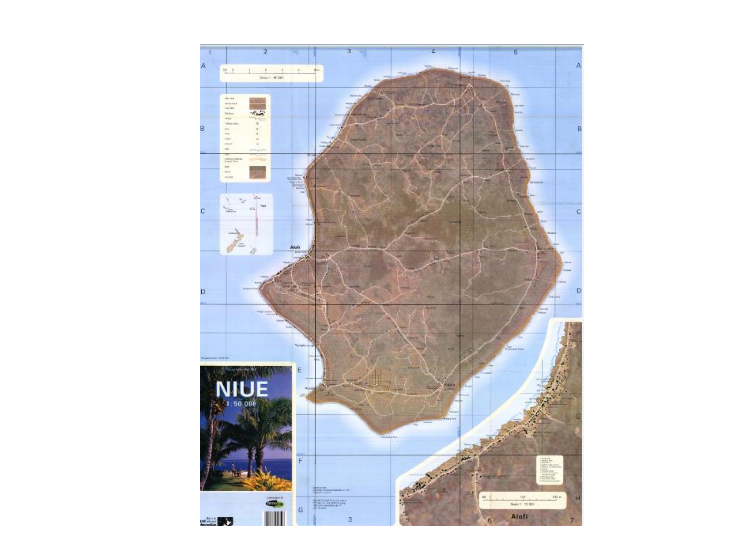NIUE

1:50 000

Alofi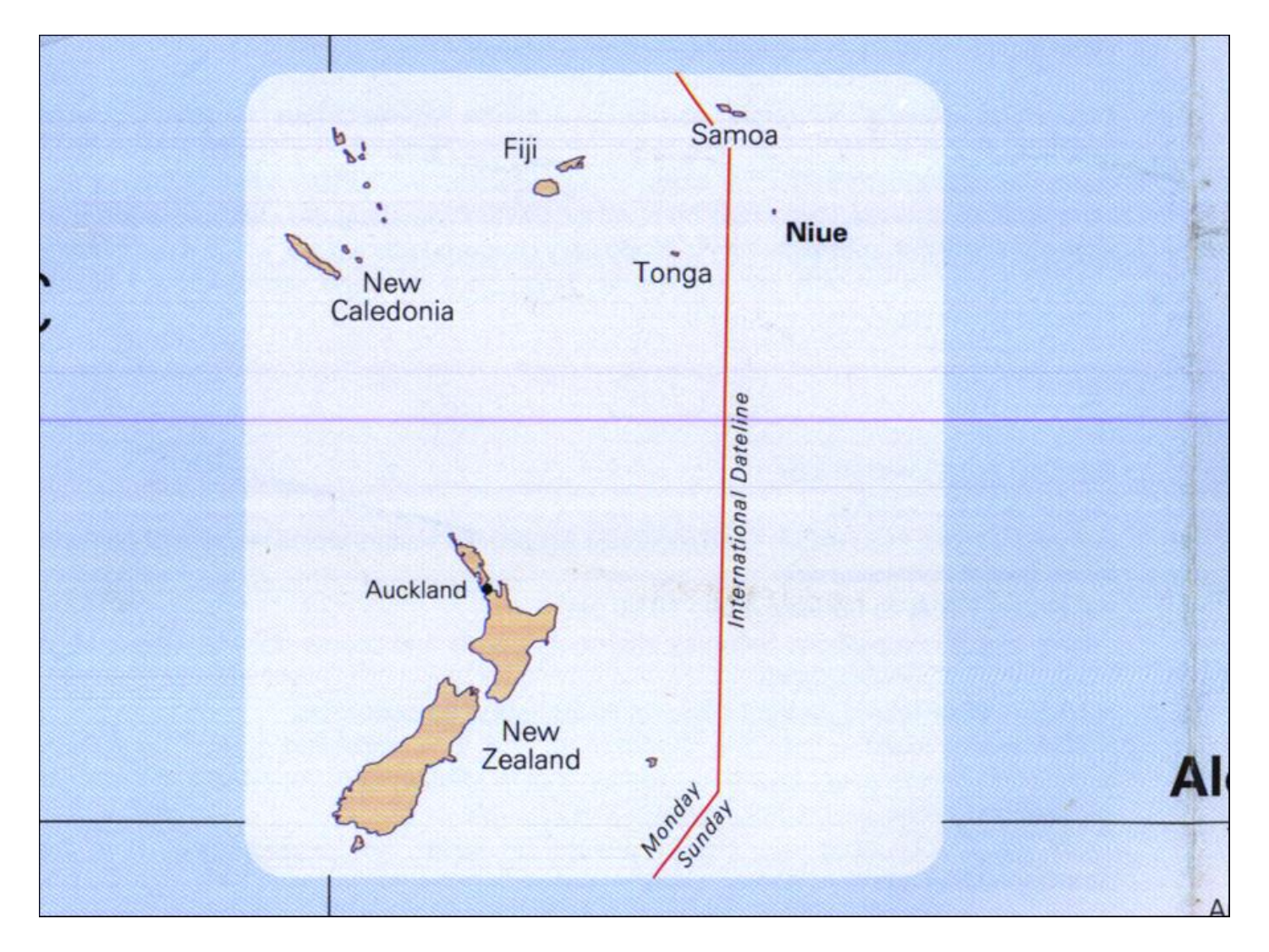Samoa

Fiji

Niue

Tonga

New Caledonia

International Dateline

Auckland

New Zealand

Monday

Sunday

Al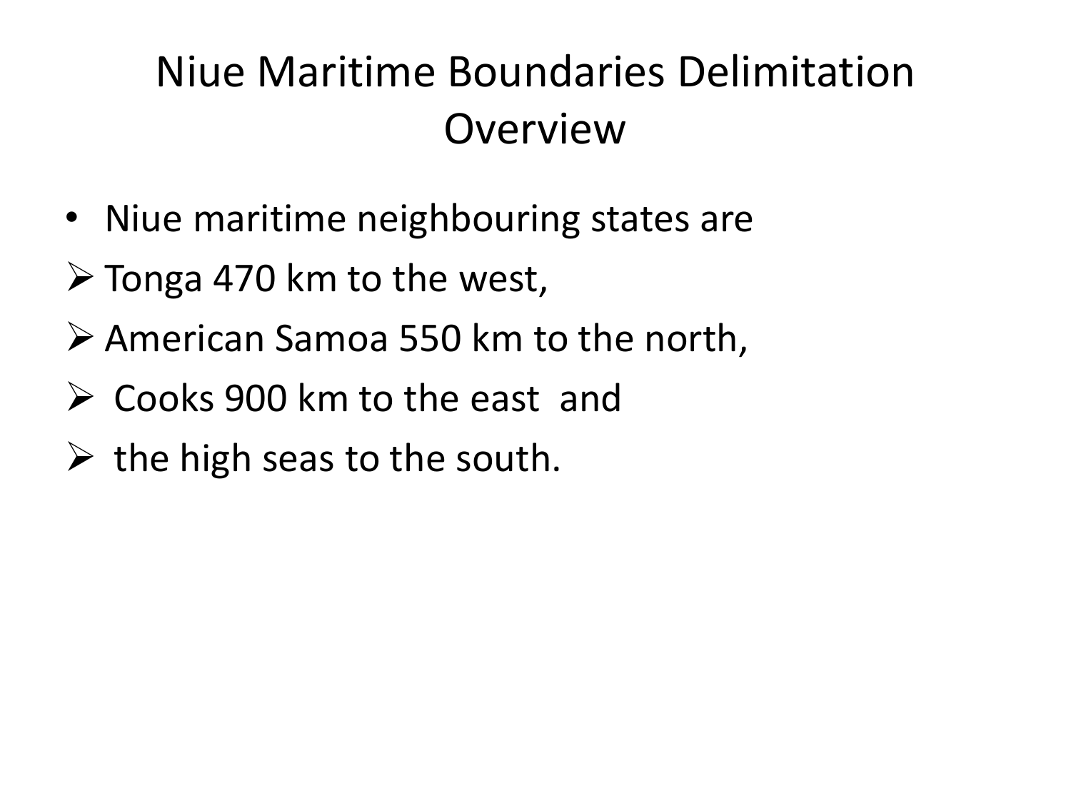# Niue Maritime Boundaries Delimitation Overview

- Niue maritime neighbouring states are
  - Tonga 470 km to the west,
  - American Samoa 550 km to the north,
  - Cooks 900 km to the east and
  - the high seas to the south.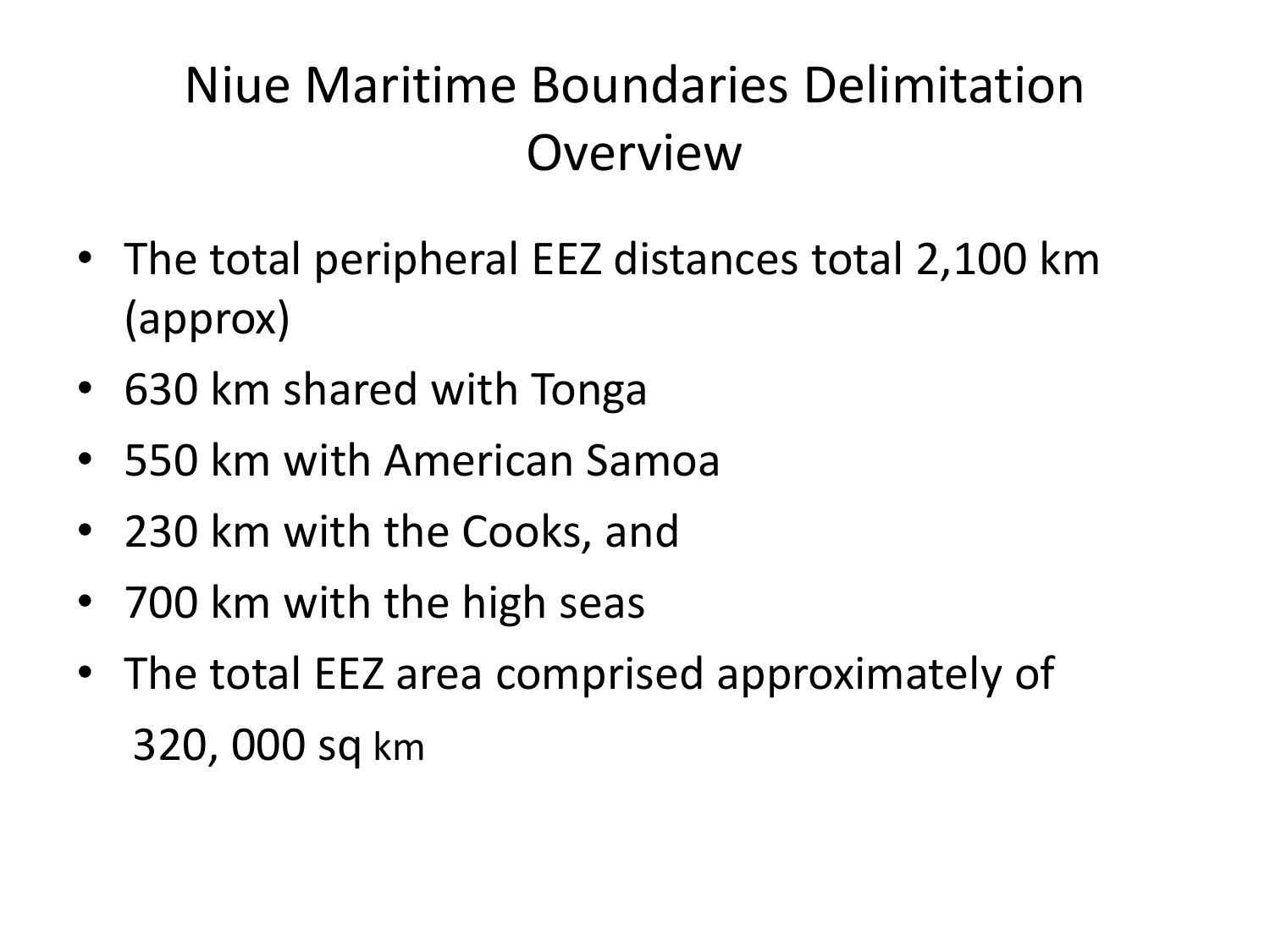# Niue Maritime Boundaries Delimitation Overview

- The total peripheral EEZ distances total 2,100 km (approx)
- 630 km shared with Tonga
- 550 km with American Samoa
- 230 km with the Cooks, and
- 700 km with the high seas
- The total EEZ area comprised approximately of 320, 000 sq km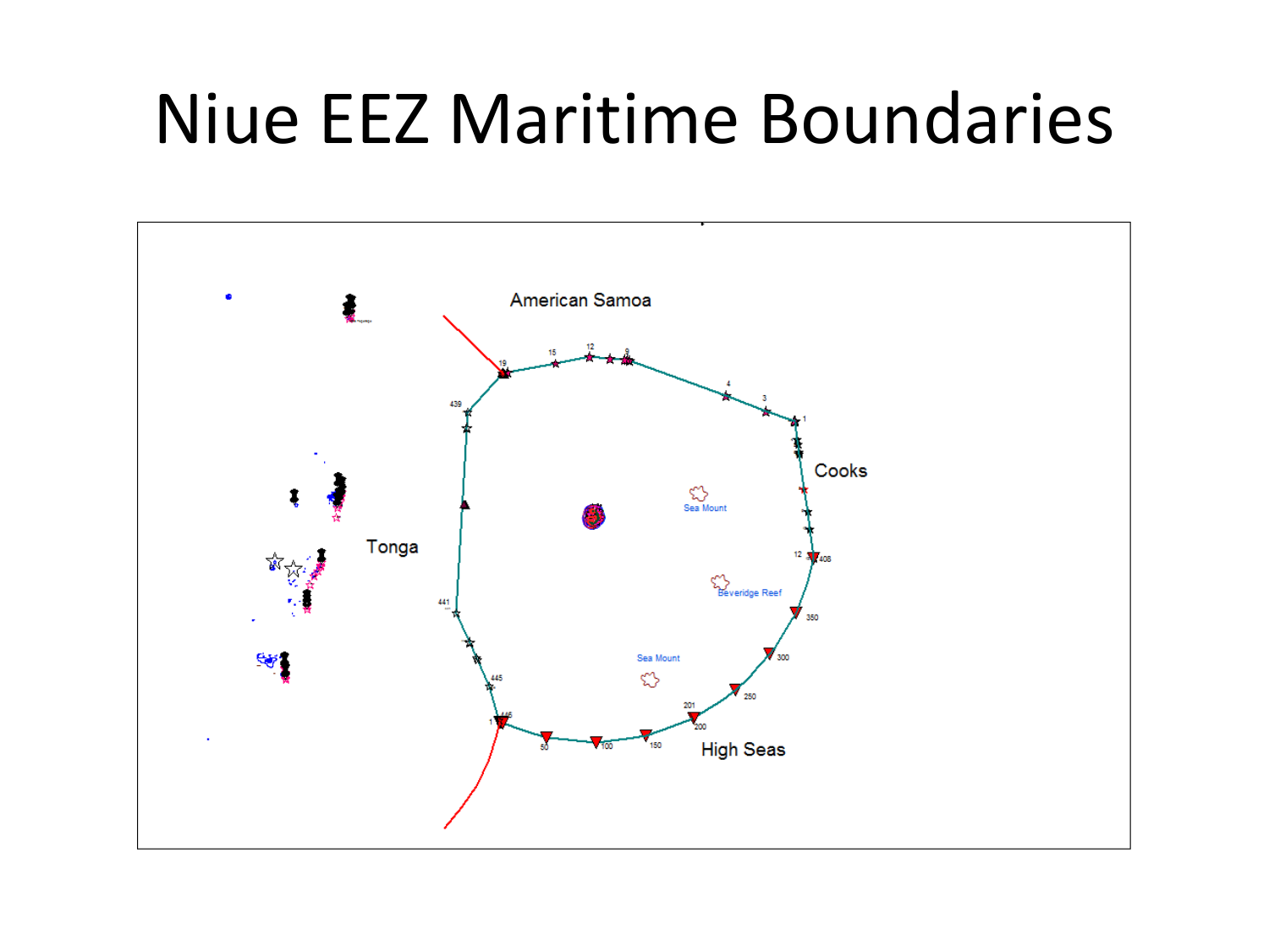# Niue EEZ Maritime Boundaries

American Samoa

Tonga

Cooks

High Seas

Sea Mount

Beveridge Reef

Sea Mount

19
15
12
9
4
3
1
439
441
445
446
1
12
408
350
300
250
201
200
150
100
50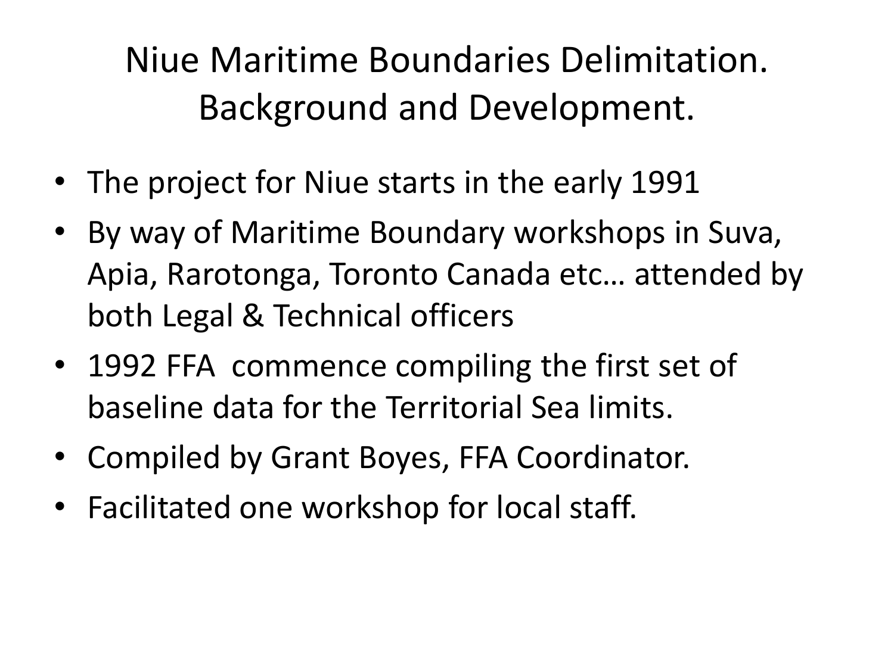# Niue Maritime Boundaries Delimitation. Background and Development.

- The project for Niue starts in the early 1991
- By way of Maritime Boundary workshops in Suva, Apia, Rarotonga, Toronto Canada etc… attended by both Legal & Technical officers
- 1992 FFA commence compiling the first set of baseline data for the Territorial Sea limits.
- Compiled by Grant Boyes, FFA Coordinator.
- Facilitated one workshop for local staff.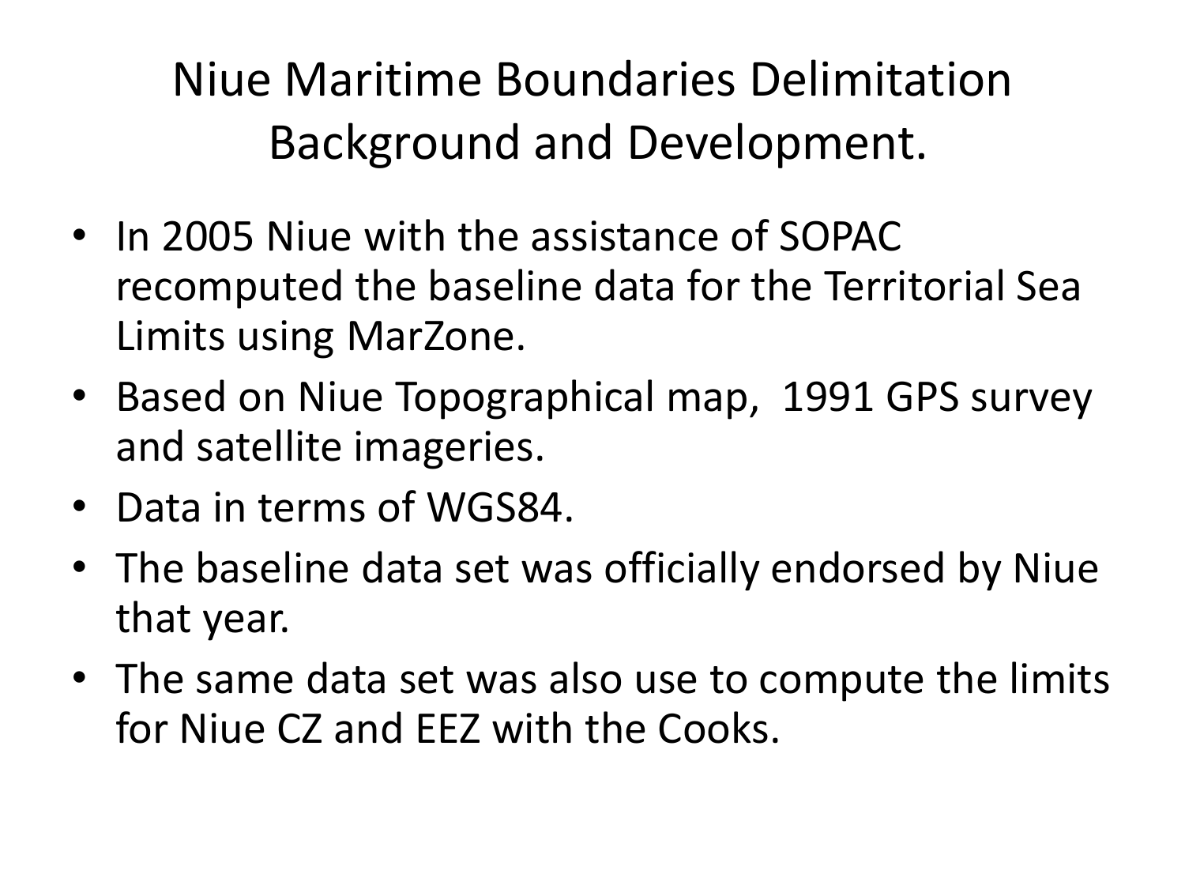# Niue Maritime Boundaries Delimitation Background and Development.

- In 2005 Niue with the assistance of SOPAC recomputed the baseline data for the Territorial Sea Limits using MarZone.
- Based on Niue Topographical map, 1991 GPS survey and satellite imageries.
- Data in terms of WGS84.
- The baseline data set was officially endorsed by Niue that year.
- The same data set was also use to compute the limits for Niue CZ and EEZ with the Cooks.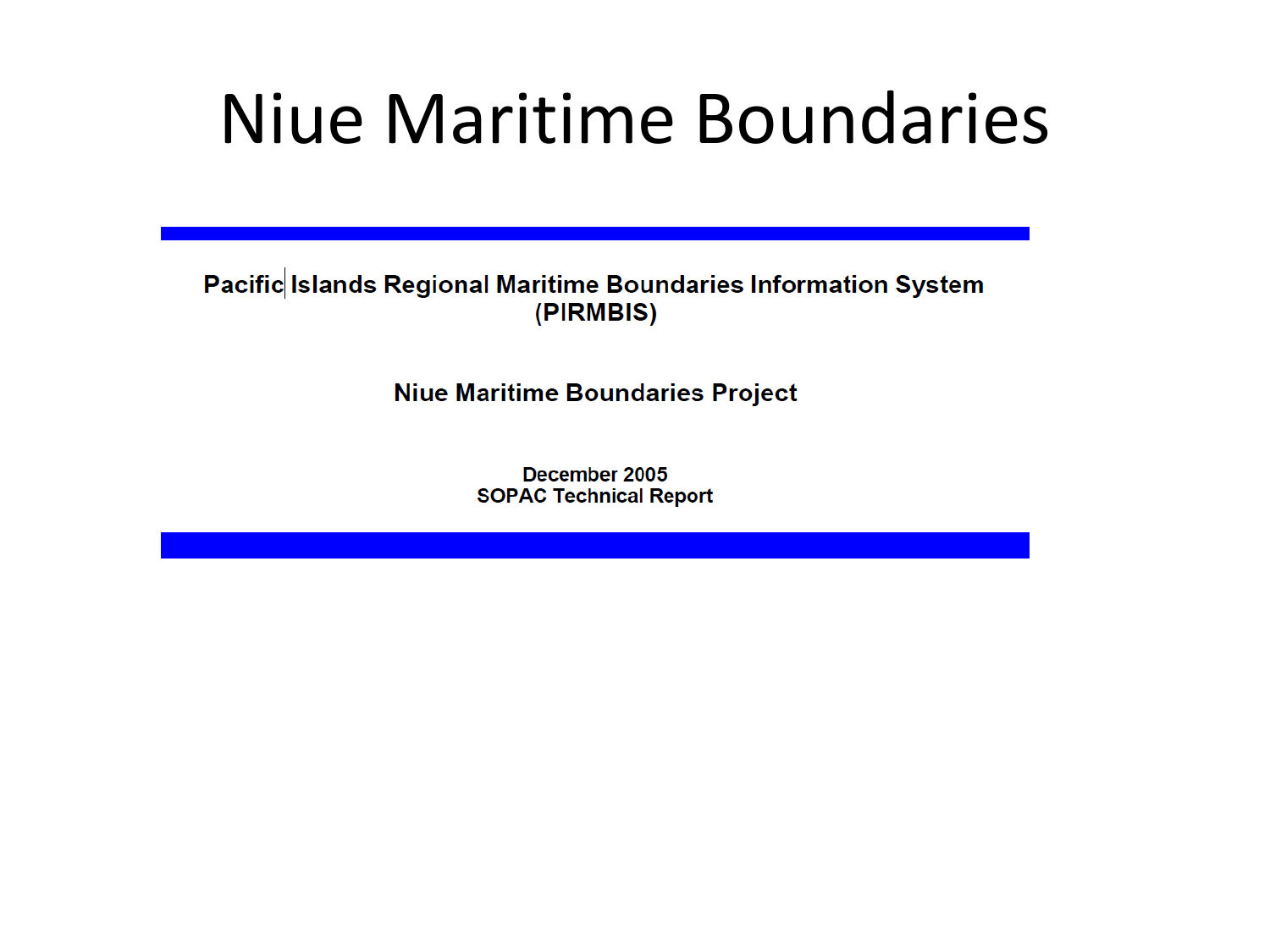# Niue Maritime Boundaries

**Pacific Islands Regional Maritime Boundaries Information System (PIRMBIS)**

**Niue Maritime Boundaries Project**

**December 2005**
**SOPAC Technical Report**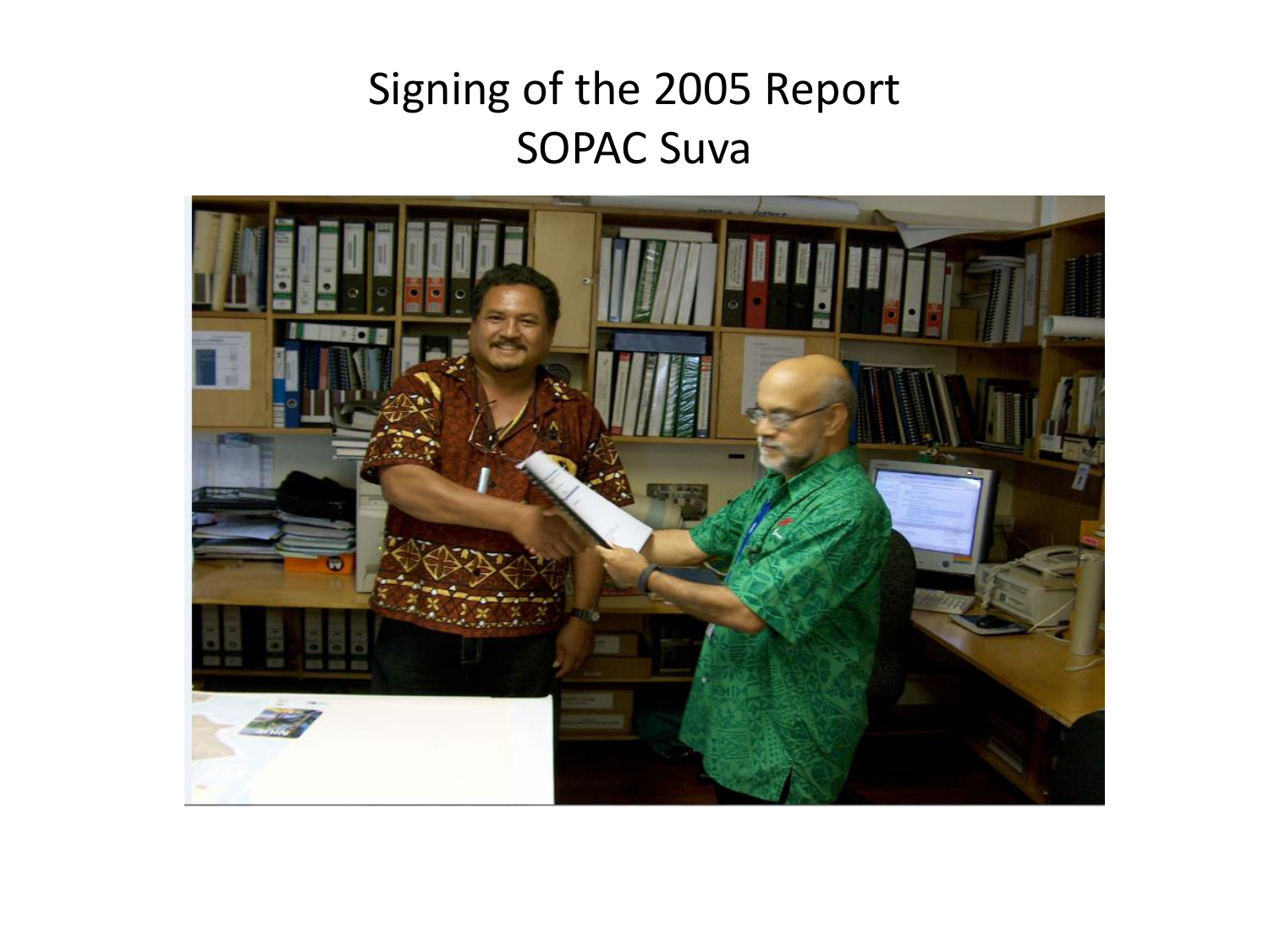# Signing of the 2005 Report
SOPAC Suva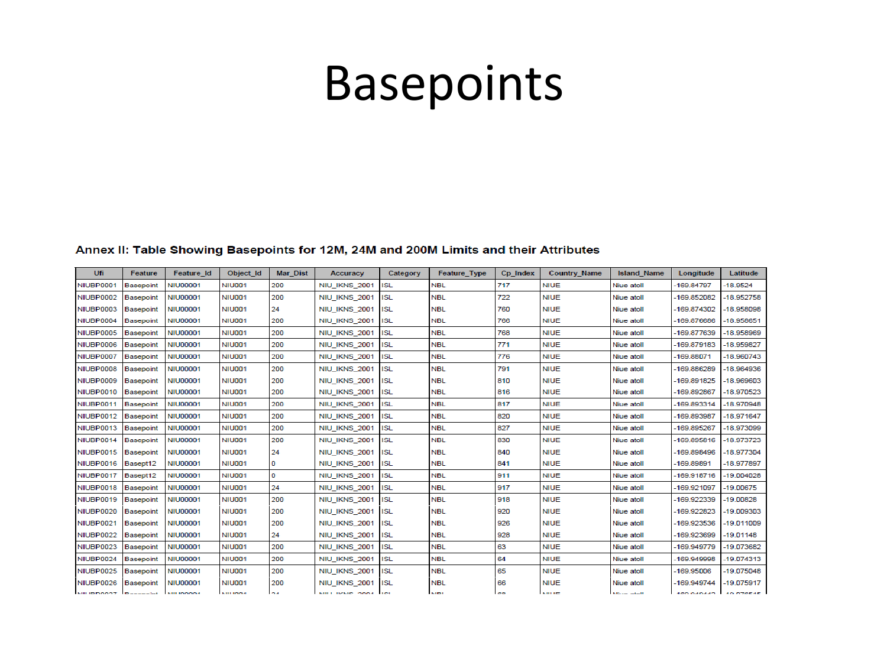# Basepoints

**Annex II: Table Showing Basepoints for 12M, 24M and 200M Limits and their Attributes**

| Ufi | Feature | Feature_Id | Object_Id | Mar_Dist | Accuracy | Category | Feature_Type | Cp_Index | Country_Name | Island_Name | Longitude | Latitude |
|---|---|---|---|---|---|---|---|---|---|---|---|---|
| NIUBP0001 | Basepoint | NIU00001 | NIU001 | 200 | NIU_IKNS_2001 | ISL | NBL | 717 | NIUE | Niue atoll | -169.84797 | -18.9524 |
| NIUBP0002 | Basepoint | NIU00001 | NIU001 | 200 | NIU_IKNS_2001 | ISL | NBL | 722 | NIUE | Niue atoll | -169.852082 | -18.952758 |
| NIUBP0003 | Basepoint | NIU00001 | NIU001 | 24 | NIU_IKNS_2001 | ISL | NBL | 760 | NIUE | Niue atoll | -169.874302 | -18.958098 |
| NIUBP0004 | Basepoint | NIU00001 | NIU001 | 200 | NIU_IKNS_2001 | ISL | NBL | 766 | NIUE | Niue atoll | -169.876686 | -18.958651 |
| NIUBP0005 | Basepoint | NIU00001 | NIU001 | 200 | NIU_IKNS_2001 | ISL | NBL | 768 | NIUE | Niue atoll | -169.877639 | -18.958969 |
| NIUBP0006 | Basepoint | NIU00001 | NIU001 | 200 | NIU_IKNS_2001 | ISL | NBL | 771 | NIUE | Niue atoll | -169.879183 | -18.959827 |
| NIUBP0007 | Basepoint | NIU00001 | NIU001 | 200 | NIU_IKNS_2001 | ISL | NBL | 776 | NIUE | Niue atoll | -169.88071 | -18.960743 |
| NIUBP0008 | Basepoint | NIU00001 | NIU001 | 200 | NIU_IKNS_2001 | ISL | NBL | 791 | NIUE | Niue atoll | -169.886289 | -18.964936 |
| NIUBP0009 | Basepoint | NIU00001 | NIU001 | 200 | NIU_IKNS_2001 | ISL | NBL | 810 | NIUE | Niue atoll | -169.891825 | -18.969603 |
| NIUBP0010 | Basepoint | NIU00001 | NIU001 | 200 | NIU_IKNS_2001 | ISL | NBL | 816 | NIUE | Niue atoll | -169.892867 | -18.970523 |
| NIUBP0011 | Basepoint | NIU00001 | NIU001 | 200 | NIU_IKNS_2001 | ISL | NBL | 817 | NIUE | Niue atoll | -169.893314 | -18.970948 |
| NIUBP0012 | Basepoint | NIU00001 | NIU001 | 200 | NIU_IKNS_2001 | ISL | NBL | 820 | NIUE | Niue atoll | -169.893987 | -18.971647 |
| NIUBP0013 | Basepoint | NIU00001 | NIU001 | 200 | NIU_IKNS_2001 | ISL | NBL | 827 | NIUE | Niue atoll | -169.895267 | -18.973099 |
| NIUBP0014 | Basepoint | NIU00001 | NIU001 | 200 | NIU_IKNS_2001 | ISL | NBL | 830 | NIUE | Niue atoll | -169.895816 | -18.973723 |
| NIUBP0015 | Basepoint | NIU00001 | NIU001 | 24 | NIU_IKNS_2001 | ISL | NBL | 840 | NIUE | Niue atoll | -169.898496 | -18.977304 |
| NIUBP0016 | Basept12 | NIU00001 | NIU001 | 0 | NIU_IKNS_2001 | ISL | NBL | 841 | NIUE | Niue atoll | -169.89891 | -18.977897 |
| NIUBP0017 | Basept12 | NIU00001 | NIU001 | 0 | NIU_IKNS_2001 | ISL | NBL | 911 | NIUE | Niue atoll | -169.916716 | -19.004026 |
| NIUBP0018 | Basepoint | NIU00001 | NIU001 | 24 | NIU_IKNS_2001 | ISL | NBL | 917 | NIUE | Niue atoll | -169.921097 | -19.00675 |
| NIUBP0019 | Basepoint | NIU00001 | NIU001 | 200 | NIU_IKNS_2001 | ISL | NBL | 918 | NIUE | Niue atoll | -169.922339 | -19.00828 |
| NIUBP0020 | Basepoint | NIU00001 | NIU001 | 200 | NIU_IKNS_2001 | ISL | NBL | 920 | NIUE | Niue atoll | -169.922823 | -19.009303 |
| NIUBP0021 | Basepoint | NIU00001 | NIU001 | 200 | NIU_IKNS_2001 | ISL | NBL | 926 | NIUE | Niue atoll | -169.923536 | -19.011009 |
| NIUBP0022 | Basepoint | NIU00001 | NIU001 | 24 | NIU_IKNS_2001 | ISL | NBL | 928 | NIUE | Niue atoll | -169.923699 | -19.01148 |
| NIUBP0023 | Basepoint | NIU00001 | NIU001 | 200 | NIU_IKNS_2001 | ISL | NBL | 63 | NIUE | Niue atoll | -169.949779 | -19.073682 |
| NIUBP0024 | Basepoint | NIU00001 | NIU001 | 200 | NIU_IKNS_2001 | ISL | NBL | 64 | NIUE | Niue atoll | -169.949998 | -19.074313 |
| NIUBP0025 | Basepoint | NIU00001 | NIU001 | 200 | NIU_IKNS_2001 | ISL | NBL | 65 | NIUE | Niue atoll | -169.95006 | -19.075046 |
| NIUBP0026 | Basepoint | NIU00001 | NIU001 | 200 | NIU_IKNS_2001 | ISL | NBL | 66 | NIUE | Niue atoll | -169.949744 | -19.075917 |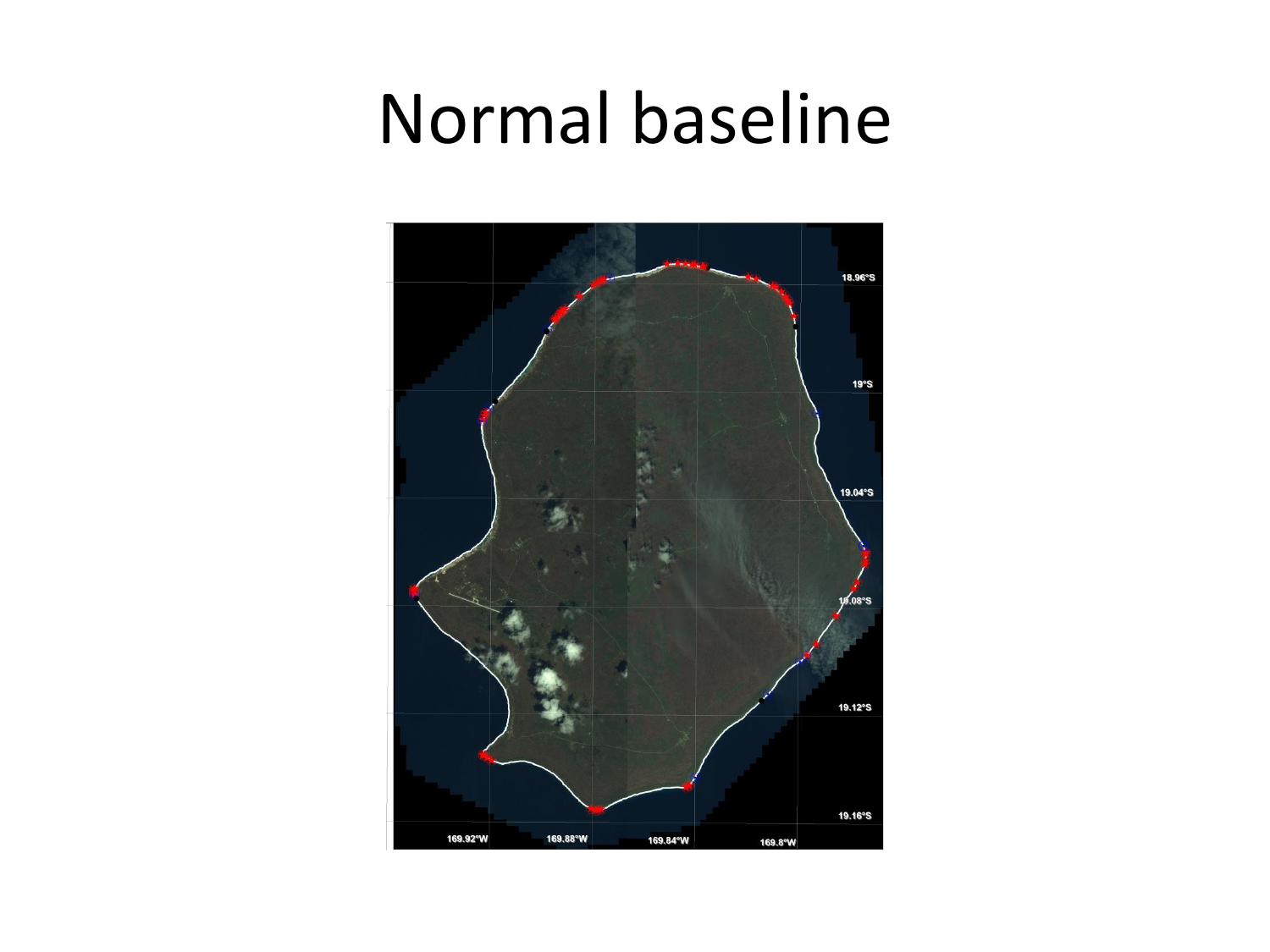# Normal baseline

18.96°S
19°S
19.04°S
19.08°S
19.12°S
19.16°S
169.92°W
169.88°W
169.84°W
169.8°W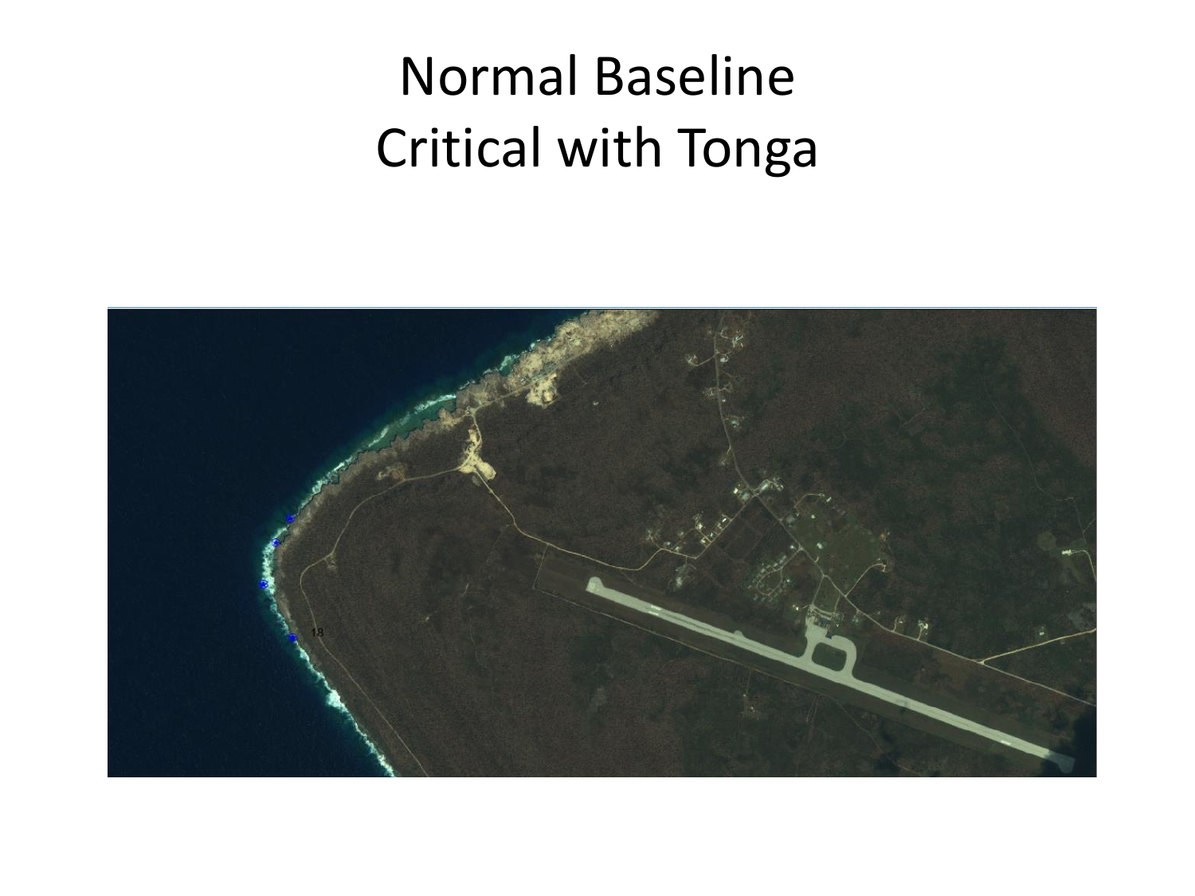# Normal Baseline
# Critical with Tonga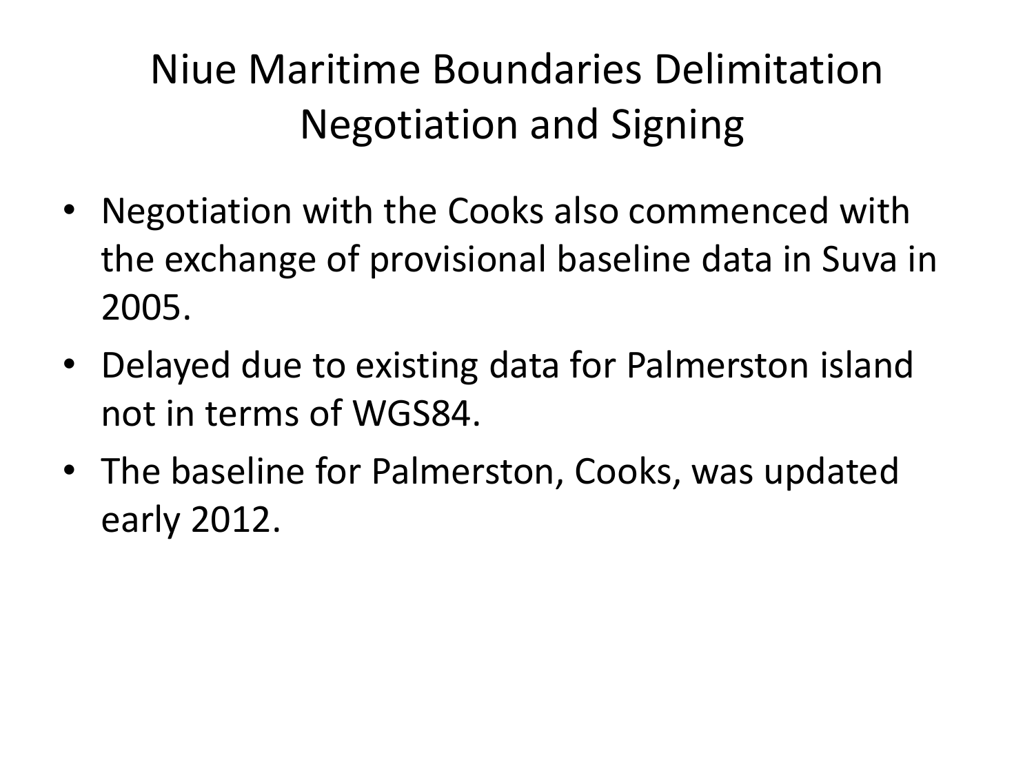# Niue Maritime Boundaries Delimitation Negotiation and Signing

- Negotiation with the Cooks also commenced with the exchange of provisional baseline data in Suva in 2005.
- Delayed due to existing data for Palmerston island not in terms of WGS84.
- The baseline for Palmerston, Cooks, was updated early 2012.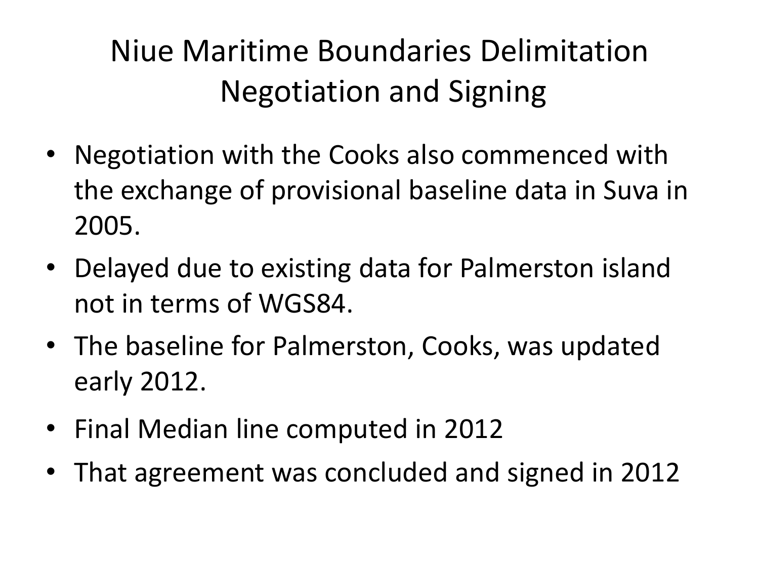# Niue Maritime Boundaries Delimitation Negotiation and Signing

- Negotiation with the Cooks also commenced with the exchange of provisional baseline data in Suva in 2005.
- Delayed due to existing data for Palmerston island not in terms of WGS84.
- The baseline for Palmerston, Cooks, was updated early 2012.
- Final Median line computed in 2012
- That agreement was concluded and signed in 2012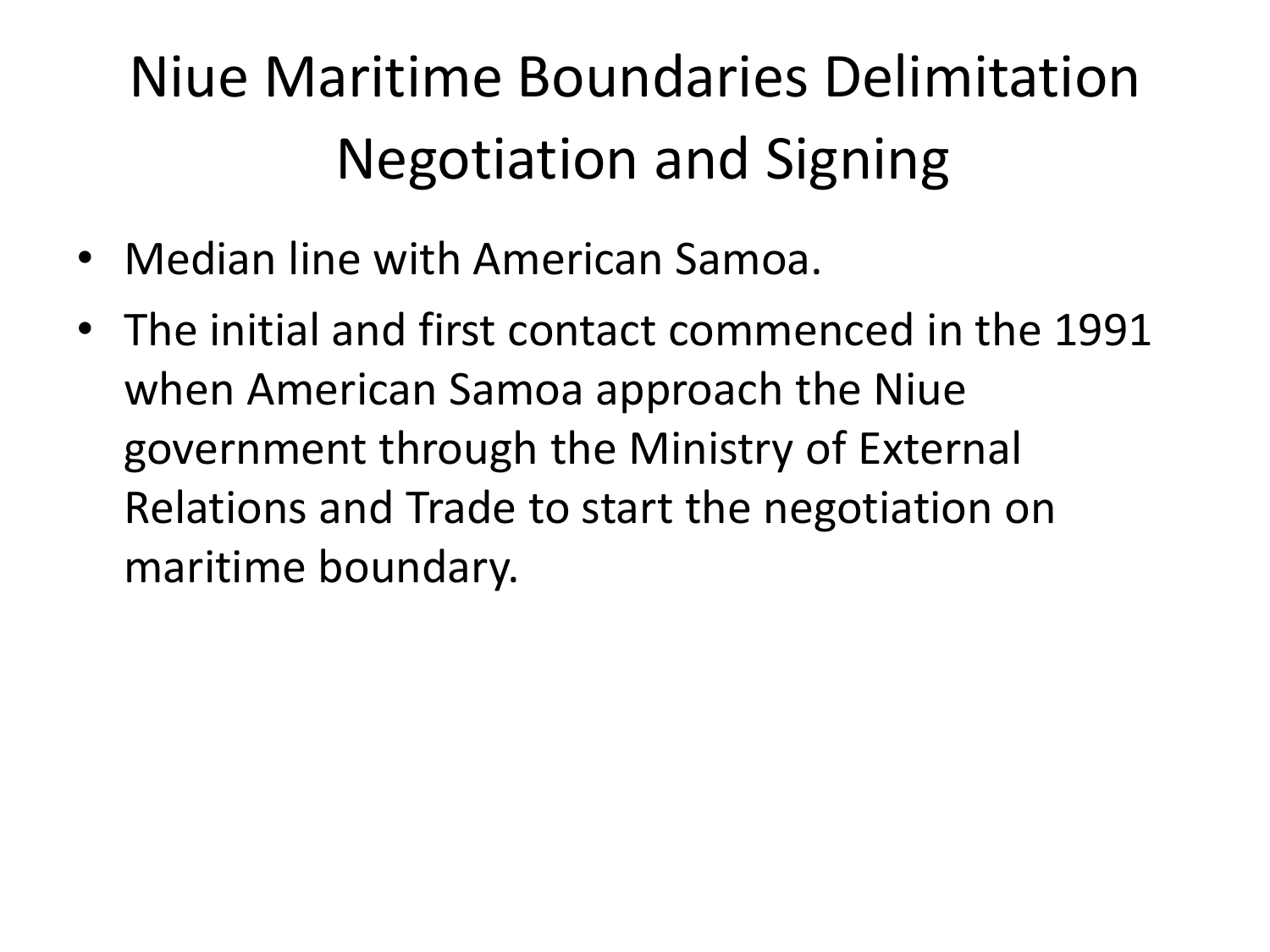# Niue Maritime Boundaries Delimitation Negotiation and Signing

- Median line with American Samoa.
- The initial and first contact commenced in the 1991 when American Samoa approach the Niue government through the Ministry of External Relations and Trade to start the negotiation on maritime boundary.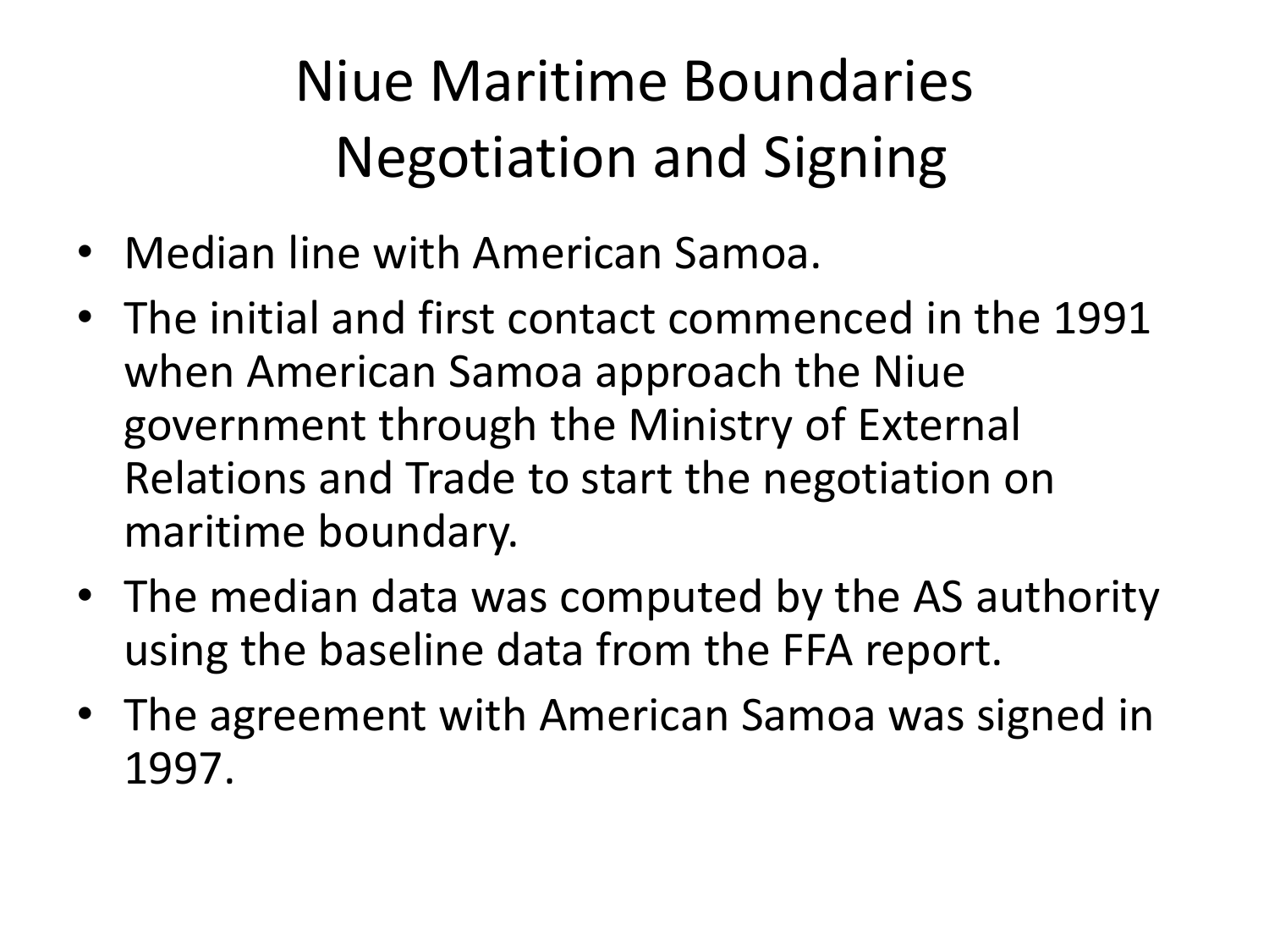# Niue Maritime Boundaries Negotiation and Signing

- Median line with American Samoa.
- The initial and first contact commenced in the 1991 when American Samoa approach the Niue government through the Ministry of External Relations and Trade to start the negotiation on maritime boundary.
- The median data was computed by the AS authority using the baseline data from the FFA report.
- The agreement with American Samoa was signed in 1997.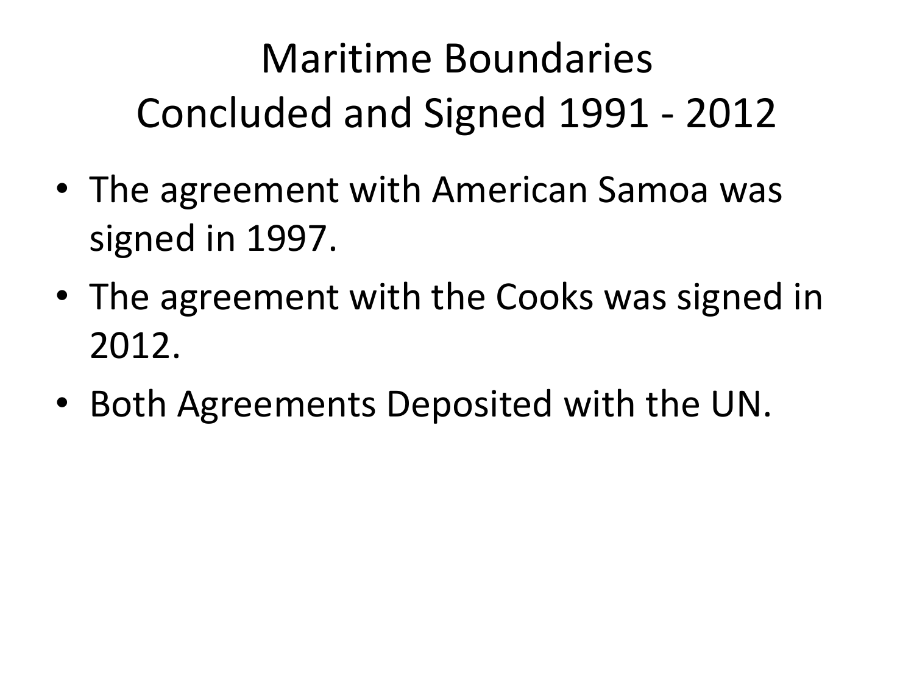# Maritime Boundaries
# Concluded and Signed 1991 - 2012

- The agreement with American Samoa was signed in 1997.
- The agreement with the Cooks was signed in 2012.
- Both Agreements Deposited with the UN.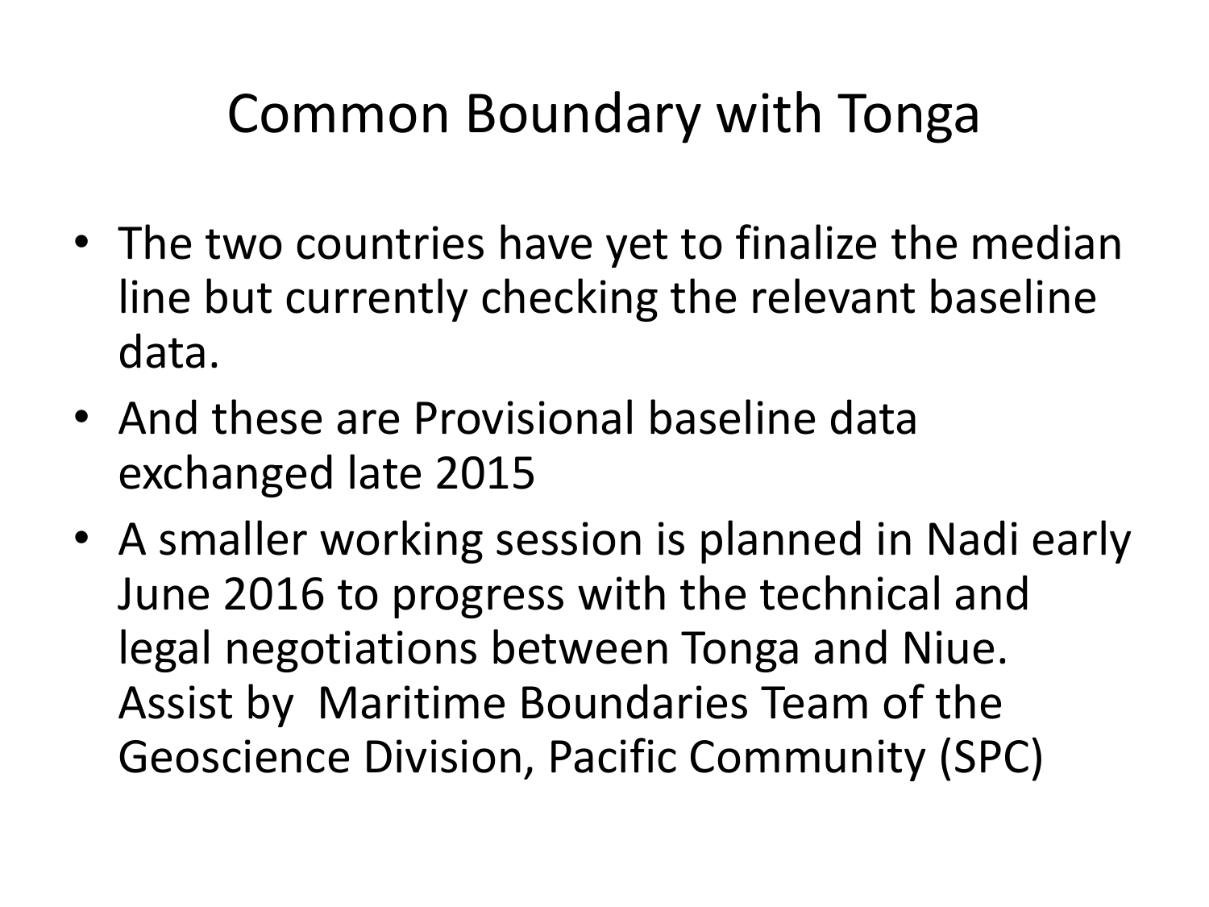# Common Boundary with Tonga

- The two countries have yet to finalize the median line but currently checking the relevant baseline data.
- And these are Provisional baseline data exchanged late 2015
- A smaller working session is planned in Nadi early June 2016 to progress with the technical and legal negotiations between Tonga and Niue. Assist by Maritime Boundaries Team of the Geoscience Division, Pacific Community (SPC)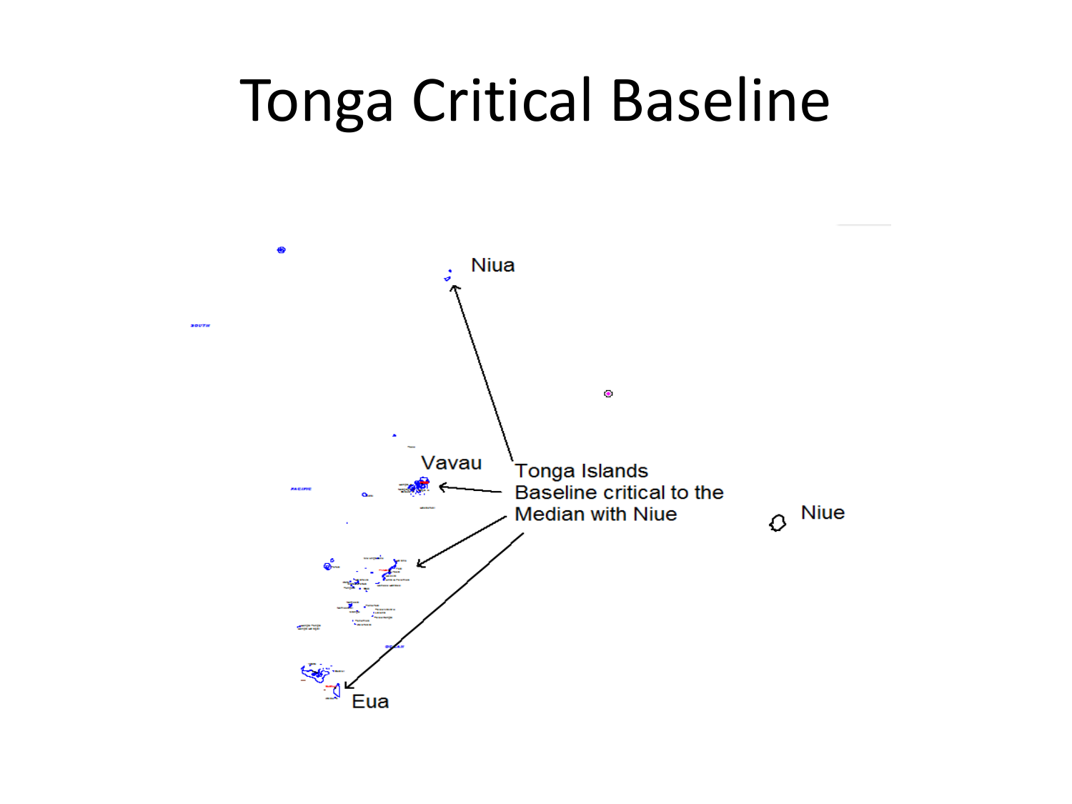# Tonga Critical Baseline

Niua

Vavau

Tonga Islands
Baseline critical to the
Median with Niue

Niue

Eua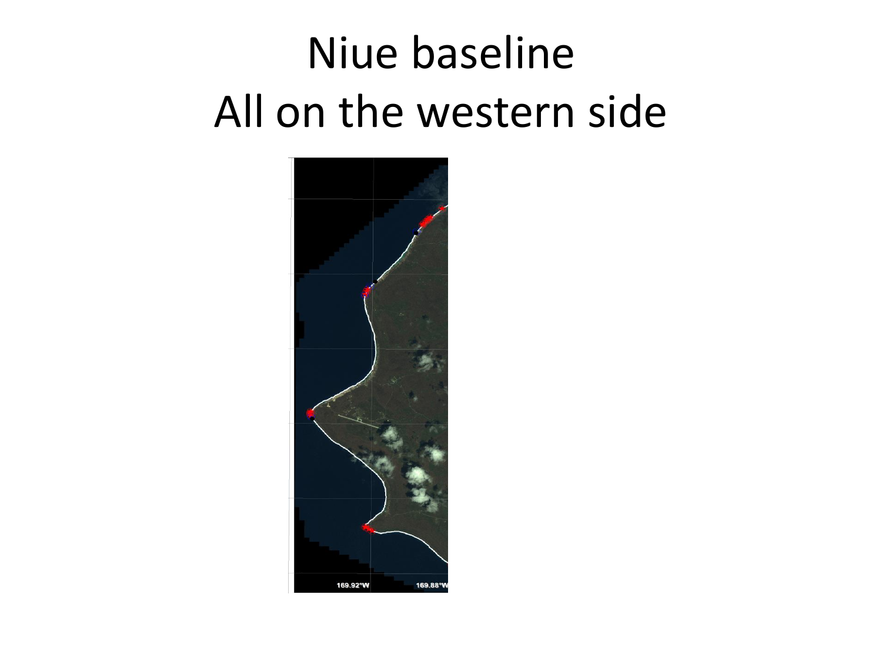# Niue baseline
# All on the western side

169.92°W

169.88°W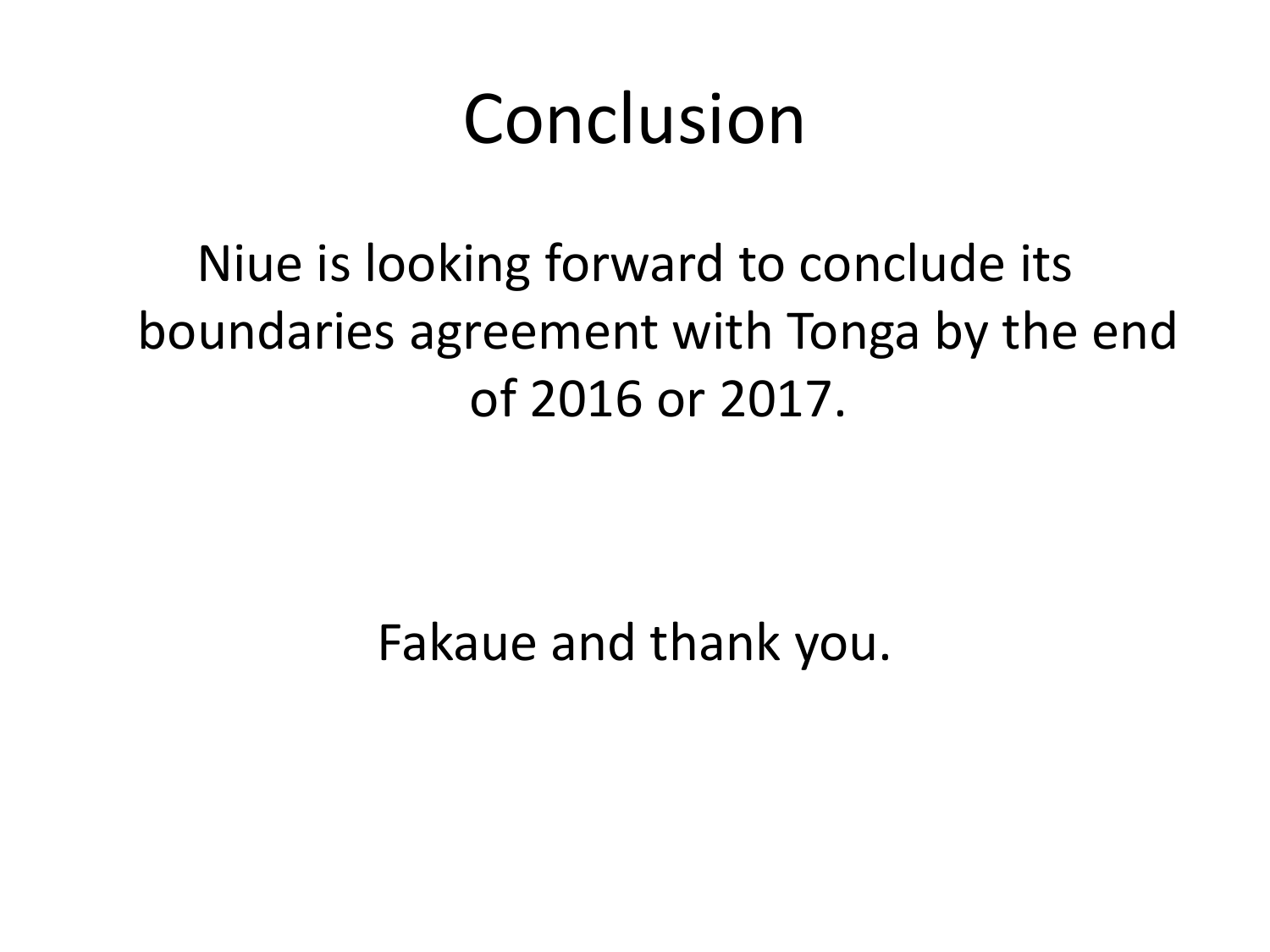# Conclusion

Niue is looking forward to conclude its boundaries agreement with Tonga by the end of 2016 or 2017.

Fakaue and thank you.